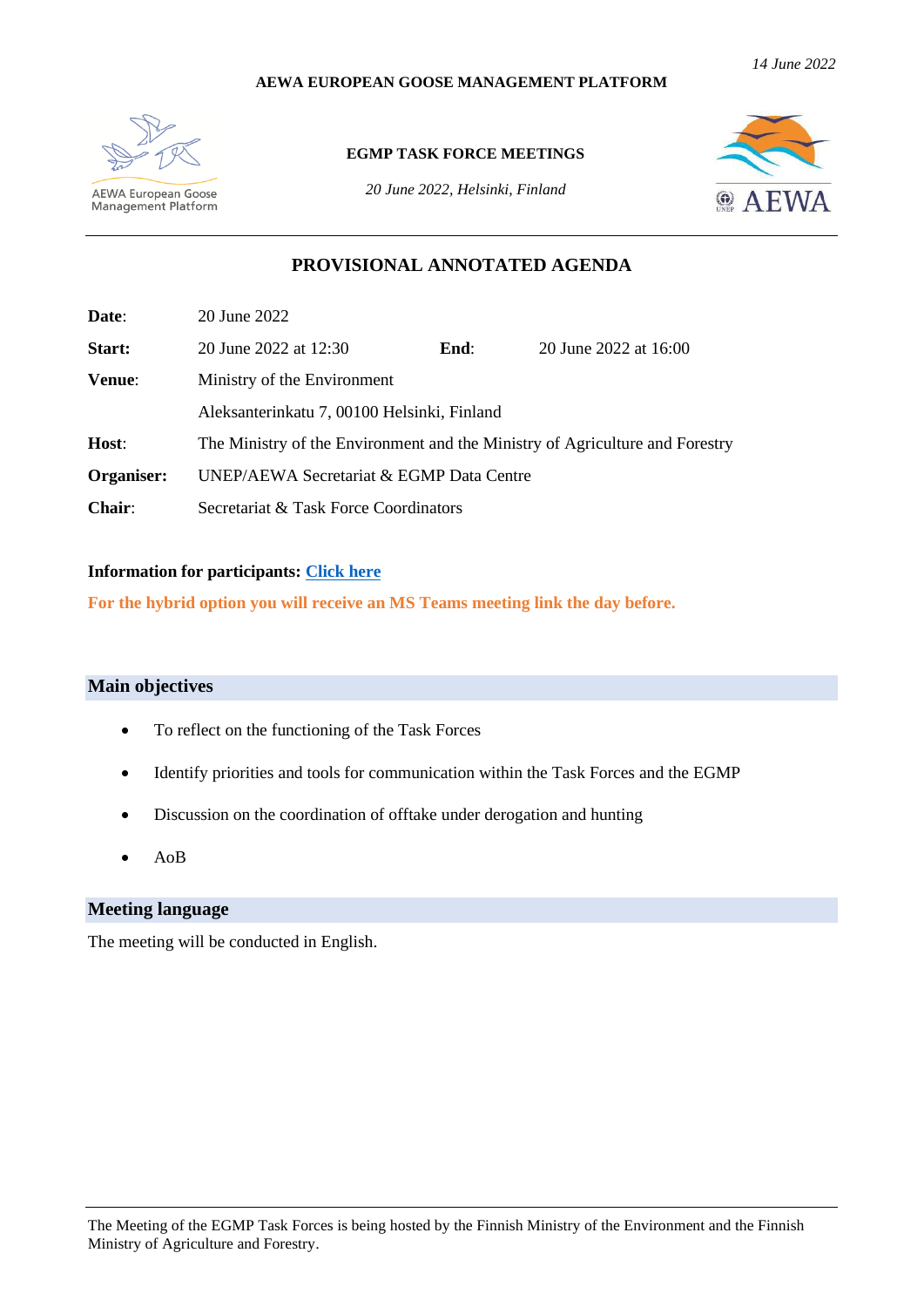*14 June 2022*

**AEWA EUROPEAN GOOSE MANAGEMENT PLATFORM**

AEWA European Goose Management Platform

**EGMP TASK FORCE MEETINGS**

*20 June 2022, Helsinki, Finland*

AEWA

# PROVISIONAL ANNOTATED AGENDA

| | | | |
|---|---|---|---|
| **Date**: | 20 June 2022 | | |
| **Start:** | 20 June 2022 at 12:30 | **End**: | 20 June 2022 at 16:00 |
| **Venue**: | Ministry of the Environment | | |
| | Aleksanterinkatu 7, 00100 Helsinki, Finland | | |
| **Host**: | The Ministry of the Environment and the Ministry of Agriculture and Forestry | | |
| **Organiser:** | UNEP/AEWA Secretariat & EGMP Data Centre | | |
| **Chair**: | Secretariat & Task Force Coordinators | | |

**Information for participants: Click here**

**For the hybrid option you will receive an MS Teams meeting link the day before.**

## Main objectives

- To reflect on the functioning of the Task Forces
- Identify priorities and tools for communication within the Task Forces and the EGMP
- Discussion on the coordination of offtake under derogation and hunting
- AoB

## Meeting language

The meeting will be conducted in English.

The Meeting of the EGMP Task Forces is being hosted by the Finnish Ministry of the Environment and the Finnish Ministry of Agriculture and Forestry.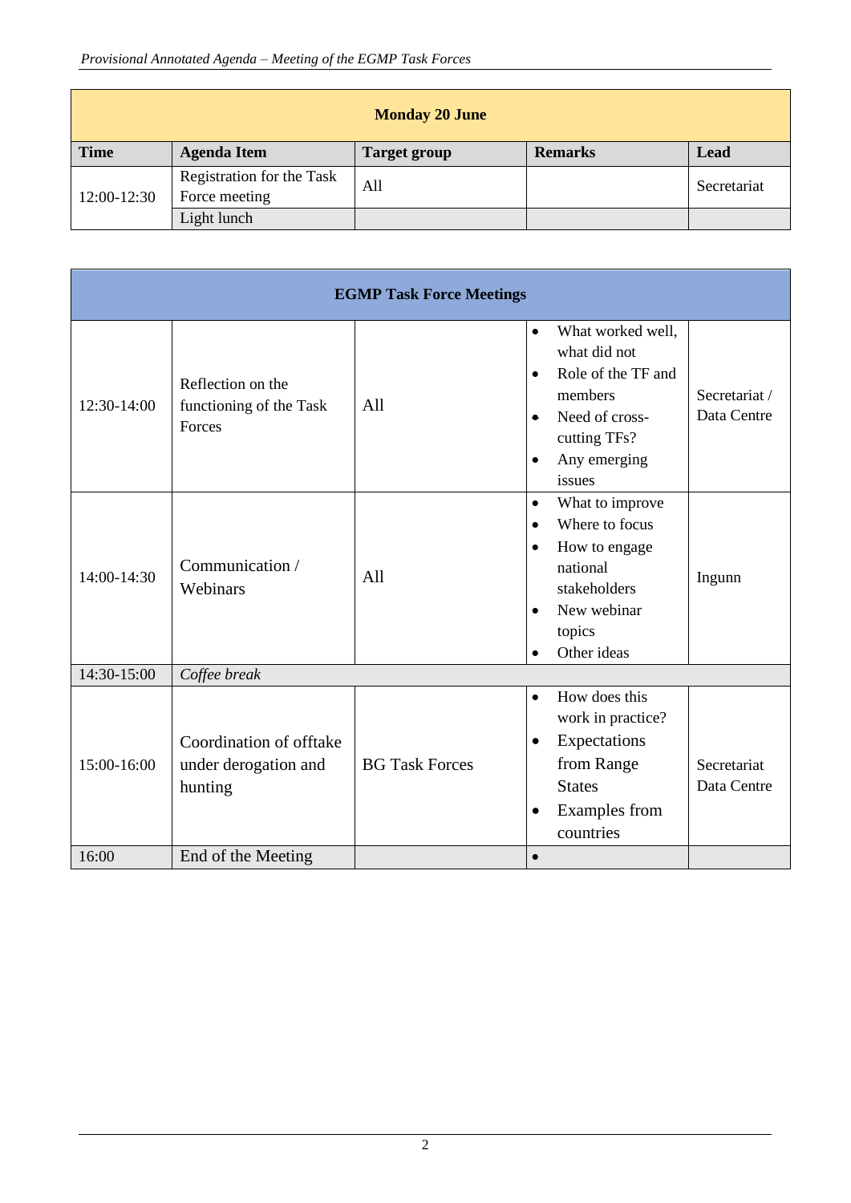| Monday 20 June | | | | |
|---|---|---|---|---|
| **Time** | **Agenda Item** | **Target group** | **Remarks** | **Lead** |
| 12:00-12:30 | Registration for the Task Force meeting | All | | Secretariat |
| | Light lunch | | | |

| EGMP Task Force Meetings | | | | |
|---|---|---|---|---|
| 12:30-14:00 | Reflection on the functioning of the Task Forces | All | • What worked well, what did not<br>• Role of the TF and members<br>• Need of cross-cutting TFs?<br>• Any emerging issues | Secretariat / Data Centre |
| 14:00-14:30 | Communication / Webinars | All | • What to improve<br>• Where to focus<br>• How to engage national stakeholders<br>• New webinar topics<br>• Other ideas | Ingunn |
| 14:30-15:00 | *Coffee break* | | | |
| 15:00-16:00 | Coordination of offtake under derogation and hunting | BG Task Forces | • How does this work in practice?<br>• Expectations from Range States<br>• Examples from countries | Secretariat Data Centre |
| 16:00 | End of the Meeting | | • | |